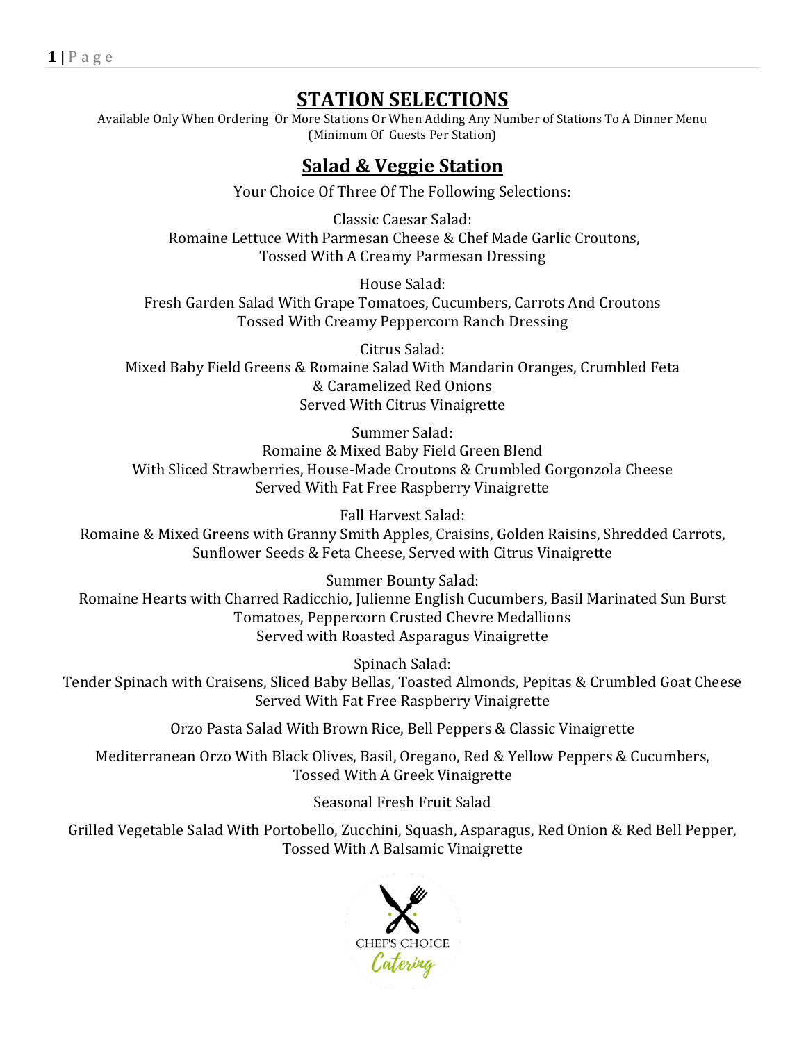# STATION SELECTIONS

Available Only When Ordering  Or More Stations Or When Adding Any Number of Stations To A Dinner Menu
(Minimum Of  Guests Per Station)

## Salad & Veggie Station

Your Choice Of Three Of The Following Selections:

Classic Caesar Salad:
Romaine Lettuce With Parmesan Cheese & Chef Made Garlic Croutons,
Tossed With A Creamy Parmesan Dressing

House Salad:
Fresh Garden Salad With Grape Tomatoes, Cucumbers, Carrots And Croutons
Tossed With Creamy Peppercorn Ranch Dressing

Citrus Salad:
Mixed Baby Field Greens & Romaine Salad With Mandarin Oranges, Crumbled Feta
& Caramelized Red Onions
Served With Citrus Vinaigrette

Summer Salad:
Romaine & Mixed Baby Field Green Blend
With Sliced Strawberries, House-Made Croutons & Crumbled Gorgonzola Cheese
Served With Fat Free Raspberry Vinaigrette

Fall Harvest Salad:
Romaine & Mixed Greens with Granny Smith Apples, Craisins, Golden Raisins, Shredded Carrots,
Sunflower Seeds & Feta Cheese, Served with Citrus Vinaigrette

Summer Bounty Salad:
Romaine Hearts with Charred Radicchio, Julienne English Cucumbers, Basil Marinated Sun Burst
Tomatoes, Peppercorn Crusted Chevre Medallions
Served with Roasted Asparagus Vinaigrette

Spinach Salad:
Tender Spinach with Craisens, Sliced Baby Bellas, Toasted Almonds, Pepitas & Crumbled Goat Cheese
Served With Fat Free Raspberry Vinaigrette

Orzo Pasta Salad With Brown Rice, Bell Peppers & Classic Vinaigrette

Mediterranean Orzo With Black Olives, Basil, Oregano, Red & Yellow Peppers & Cucumbers,
Tossed With A Greek Vinaigrette

Seasonal Fresh Fruit Salad

Grilled Vegetable Salad With Portobello, Zucchini, Squash, Asparagus, Red Onion & Red Bell Pepper,
Tossed With A Balsamic Vinaigrette

CHEF'S CHOICE
Catering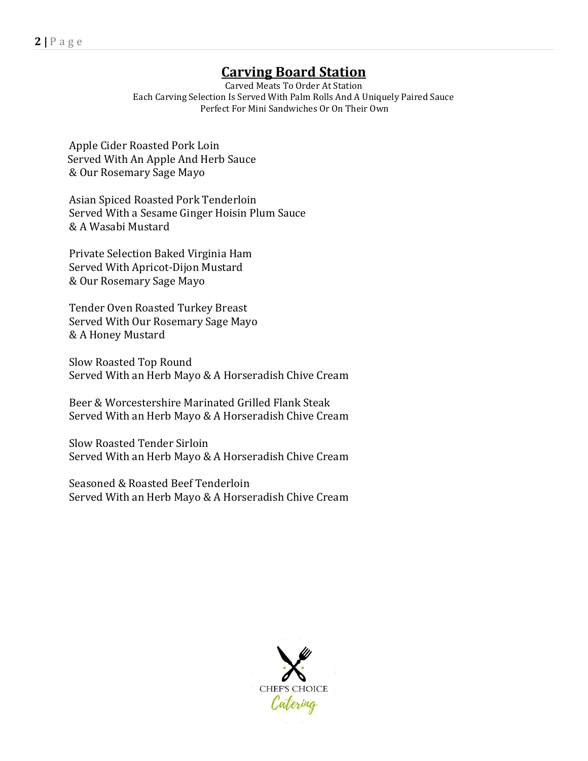# Carving Board Station

Carved Meats To Order At Station
Each Carving Selection Is Served With Palm Rolls And A Uniquely Paired Sauce
Perfect For Mini Sandwiches Or On Their Own

Apple Cider Roasted Pork Loin
Served With An Apple And Herb Sauce
& Our Rosemary Sage Mayo

Asian Spiced Roasted Pork Tenderloin
Served With a Sesame Ginger Hoisin Plum Sauce
& A Wasabi Mustard

Private Selection Baked Virginia Ham
Served With Apricot-Dijon Mustard
& Our Rosemary Sage Mayo

Tender Oven Roasted Turkey Breast
Served With Our Rosemary Sage Mayo
& A Honey Mustard

Slow Roasted Top Round
Served With an Herb Mayo & A Horseradish Chive Cream

Beer & Worcestershire Marinated Grilled Flank Steak
Served With an Herb Mayo & A Horseradish Chive Cream

Slow Roasted Tender Sirloin
Served With an Herb Mayo & A Horseradish Chive Cream

Seasoned & Roasted Beef Tenderloin
Served With an Herb Mayo & A Horseradish Chive Cream

CHEF'S CHOICE Catering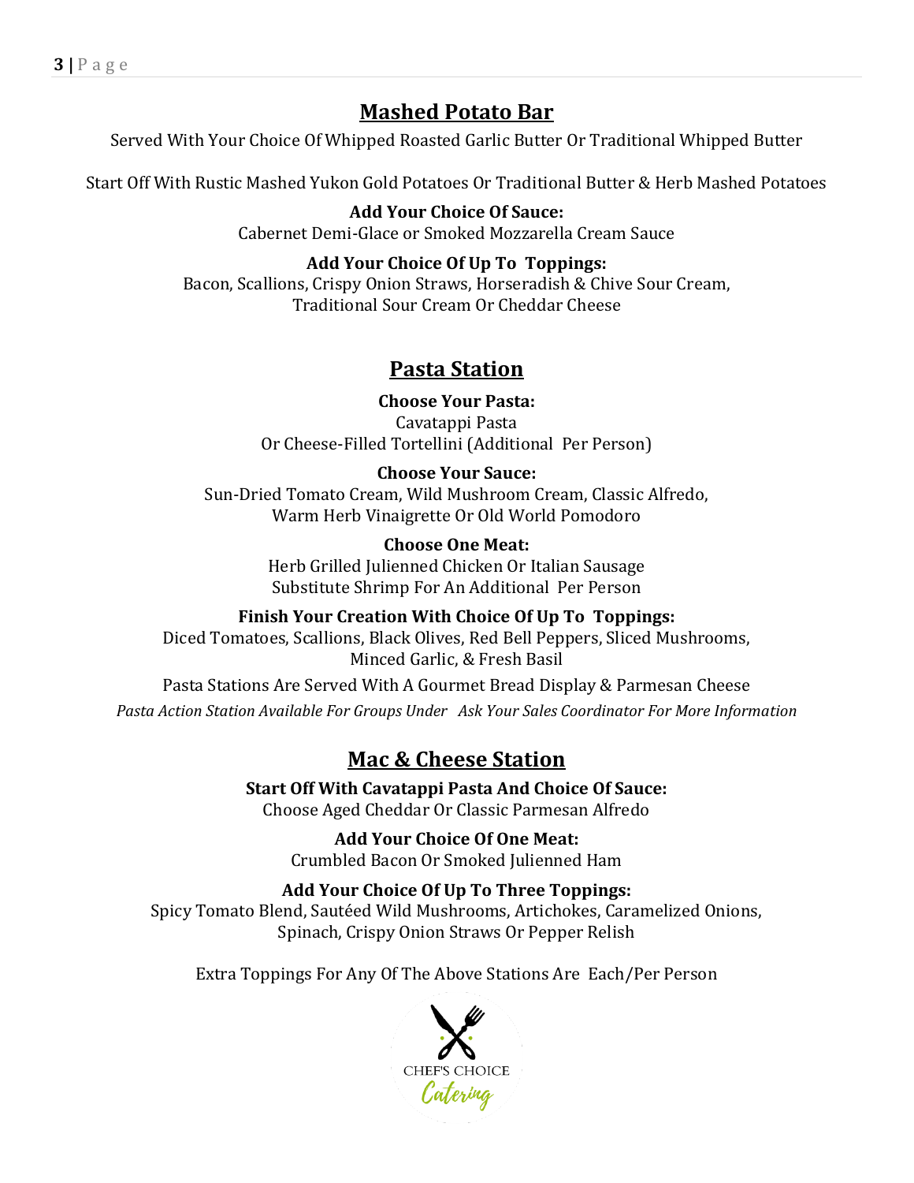## Mashed Potato Bar

Served With Your Choice Of Whipped Roasted Garlic Butter Or Traditional Whipped Butter

Start Off With Rustic Mashed Yukon Gold Potatoes Or Traditional Butter & Herb Mashed Potatoes

**Add Your Choice Of Sauce:**
Cabernet Demi-Glace or Smoked Mozzarella Cream Sauce

**Add Your Choice Of Up To  Toppings:**
Bacon, Scallions, Crispy Onion Straws, Horseradish & Chive Sour Cream,
Traditional Sour Cream Or Cheddar Cheese

## Pasta Station

**Choose Your Pasta:**
Cavatappi Pasta
Or Cheese-Filled Tortellini (Additional  Per Person)

**Choose Your Sauce:**
Sun-Dried Tomato Cream, Wild Mushroom Cream, Classic Alfredo,
Warm Herb Vinaigrette Or Old World Pomodoro

**Choose One Meat:**
Herb Grilled Julienned Chicken Or Italian Sausage
Substitute Shrimp For An Additional  Per Person

**Finish Your Creation With Choice Of Up To  Toppings:**
Diced Tomatoes, Scallions, Black Olives, Red Bell Peppers, Sliced Mushrooms,
Minced Garlic, & Fresh Basil

Pasta Stations Are Served With A Gourmet Bread Display & Parmesan Cheese

*Pasta Action Station Available For Groups Under   Ask Your Sales Coordinator For More Information*

## Mac & Cheese Station

**Start Off With Cavatappi Pasta And Choice Of Sauce:**
Choose Aged Cheddar Or Classic Parmesan Alfredo

**Add Your Choice Of One Meat:**
Crumbled Bacon Or Smoked Julienned Ham

**Add Your Choice Of Up To Three Toppings:**
Spicy Tomato Blend, Sautéed Wild Mushrooms, Artichokes, Caramelized Onions,
Spinach, Crispy Onion Straws Or Pepper Relish

Extra Toppings For Any Of The Above Stations Are  Each/Per Person

CHEF'S CHOICE
Catering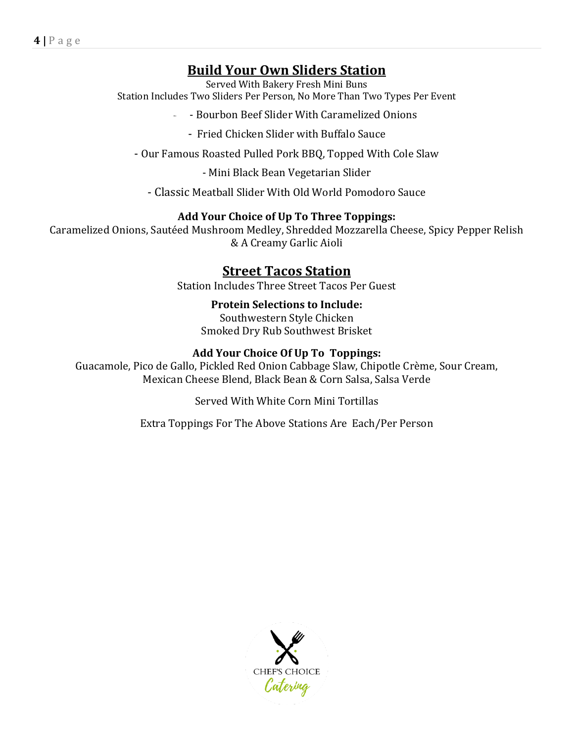## Build Your Own Sliders Station

Served With Bakery Fresh Mini Buns
Station Includes Two Sliders Per Person, No More Than Two Types Per Event

- Bourbon Beef Slider With Caramelized Onions
- Fried Chicken Slider with Buffalo Sauce
- Our Famous Roasted Pulled Pork BBQ, Topped With Cole Slaw
- Mini Black Bean Vegetarian Slider
- Classic Meatball Slider With Old World Pomodoro Sauce

**Add Your Choice of Up To Three Toppings:**
Caramelized Onions, Sautéed Mushroom Medley, Shredded Mozzarella Cheese, Spicy Pepper Relish & A Creamy Garlic Aioli

## Street Tacos Station

Station Includes Three Street Tacos Per Guest

**Protein Selections to Include:**
Southwestern Style Chicken
Smoked Dry Rub Southwest Brisket

**Add Your Choice Of Up To Toppings:**
Guacamole, Pico de Gallo, Pickled Red Onion Cabbage Slaw, Chipotle Crème, Sour Cream, Mexican Cheese Blend, Black Bean & Corn Salsa, Salsa Verde

Served With White Corn Mini Tortillas

Extra Toppings For The Above Stations Are Each/Per Person

CHEF'S CHOICE
Catering